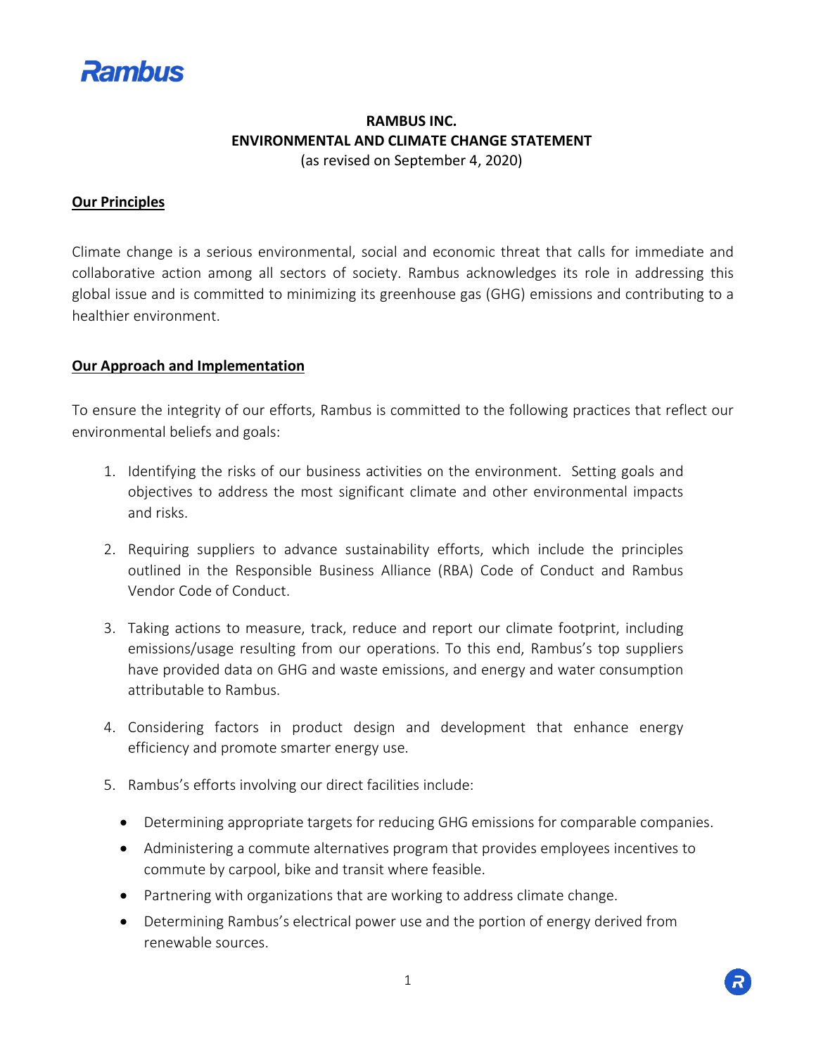# RAMBUS INC.
# ENVIRONMENTAL AND CLIMATE CHANGE STATEMENT

(as revised on September 4, 2020)

## Our Principles

Climate change is a serious environmental, social and economic threat that calls for immediate and collaborative action among all sectors of society. Rambus acknowledges its role in addressing this global issue and is committed to minimizing its greenhouse gas (GHG) emissions and contributing to a healthier environment.

## Our Approach and Implementation

To ensure the integrity of our efforts, Rambus is committed to the following practices that reflect our environmental beliefs and goals:

1. Identifying the risks of our business activities on the environment. Setting goals and objectives to address the most significant climate and other environmental impacts and risks.

2. Requiring suppliers to advance sustainability efforts, which include the principles outlined in the Responsible Business Alliance (RBA) Code of Conduct and Rambus Vendor Code of Conduct.

3. Taking actions to measure, track, reduce and report our climate footprint, including emissions/usage resulting from our operations. To this end, Rambus's top suppliers have provided data on GHG and waste emissions, and energy and water consumption attributable to Rambus.

4. Considering factors in product design and development that enhance energy efficiency and promote smarter energy use.

5. Rambus's efforts involving our direct facilities include:

   - Determining appropriate targets for reducing GHG emissions for comparable companies.
   - Administering a commute alternatives program that provides employees incentives to commute by carpool, bike and transit where feasible.
   - Partnering with organizations that are working to address climate change.
   - Determining Rambus's electrical power use and the portion of energy derived from renewable sources.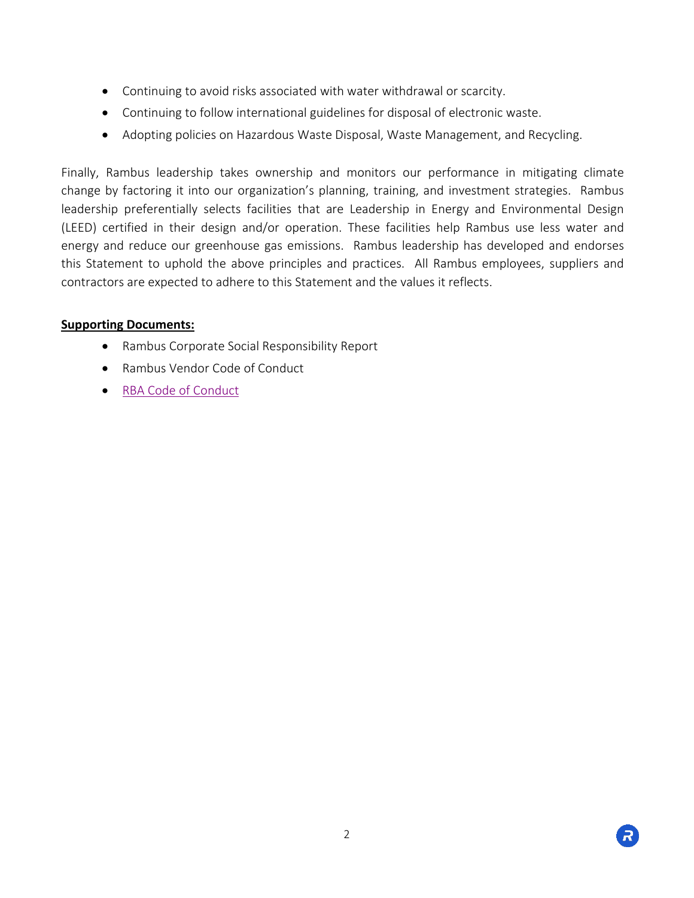- Continuing to avoid risks associated with water withdrawal or scarcity.
- Continuing to follow international guidelines for disposal of electronic waste.
- Adopting policies on Hazardous Waste Disposal, Waste Management, and Recycling.

Finally, Rambus leadership takes ownership and monitors our performance in mitigating climate change by factoring it into our organization's planning, training, and investment strategies. Rambus leadership preferentially selects facilities that are Leadership in Energy and Environmental Design (LEED) certified in their design and/or operation. These facilities help Rambus use less water and energy and reduce our greenhouse gas emissions. Rambus leadership has developed and endorses this Statement to uphold the above principles and practices. All Rambus employees, suppliers and contractors are expected to adhere to this Statement and the values it reflects.

**Supporting Documents:**

- Rambus Corporate Social Responsibility Report
- Rambus Vendor Code of Conduct
- RBA Code of Conduct